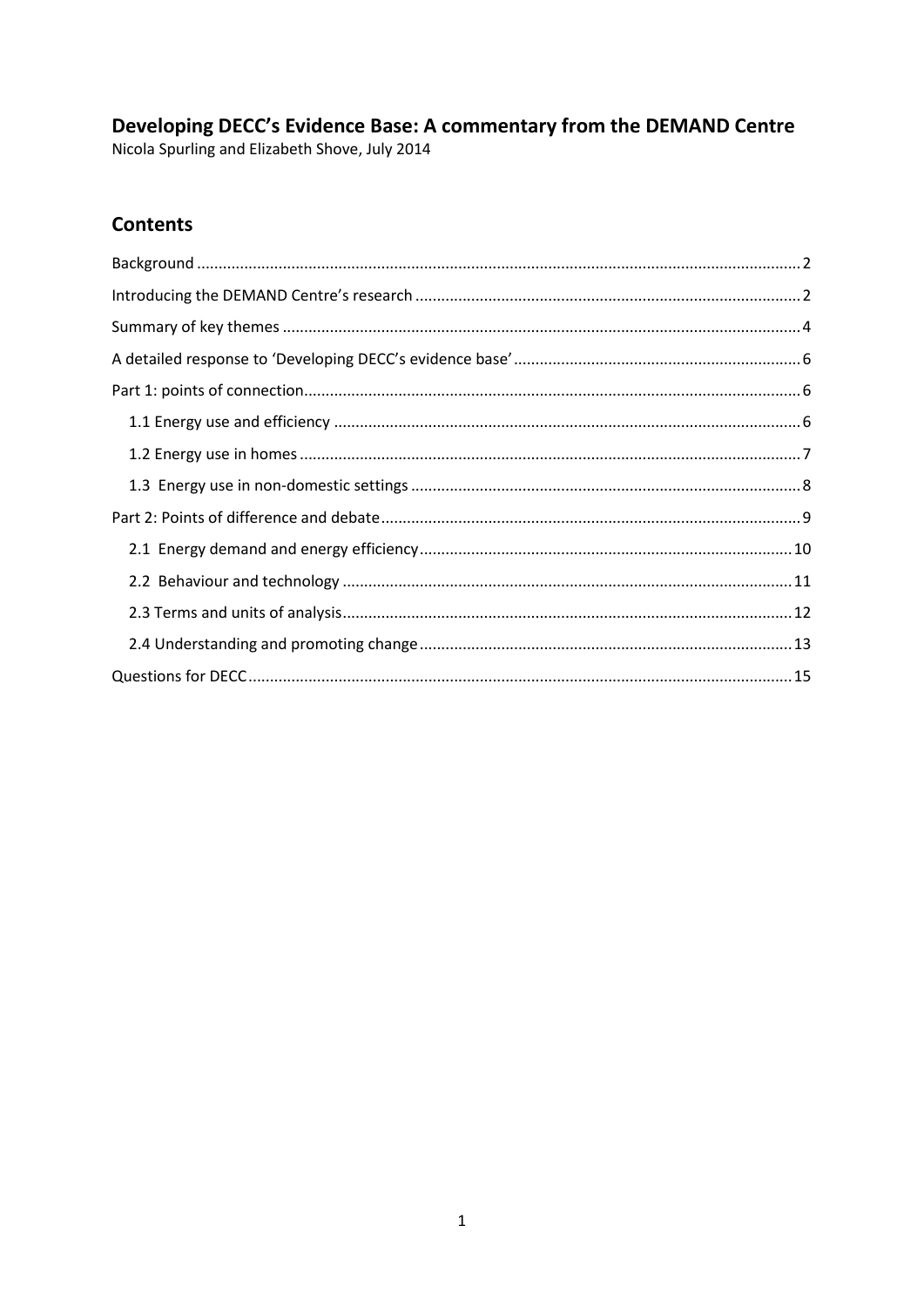# Developing DECC's Evidence Base: A commentary from the DEMAND Centre

Nicola Spurling and Elizabeth Shove, July 2014

## Contents

- Background .......... 2
- Introducing the DEMAND Centre's research .......... 2
- Summary of key themes .......... 4
- A detailed response to 'Developing DECC's evidence base' .......... 6
- Part 1: points of connection .......... 6
  - 1.1 Energy use and efficiency .......... 6
  - 1.2 Energy use in homes .......... 7
  - 1.3 Energy use in non-domestic settings .......... 8
- Part 2: Points of difference and debate .......... 9
  - 2.1 Energy demand and energy efficiency .......... 10
  - 2.2 Behaviour and technology .......... 11
  - 2.3 Terms and units of analysis .......... 12
  - 2.4 Understanding and promoting change .......... 13
- Questions for DECC .......... 15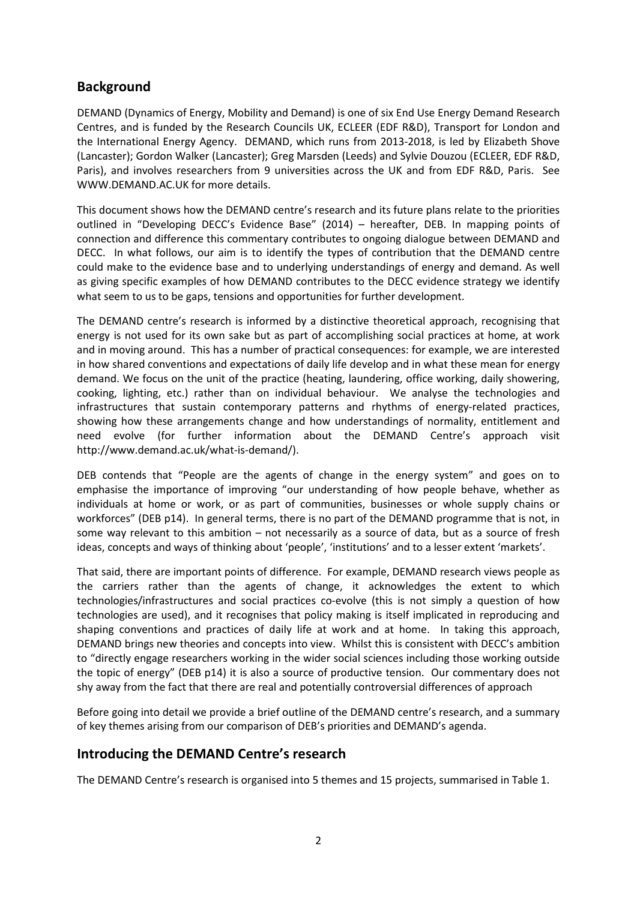## Background

DEMAND (Dynamics of Energy, Mobility and Demand) is one of six End Use Energy Demand Research Centres, and is funded by the Research Councils UK, ECLEER (EDF R&D), Transport for London and the International Energy Agency. DEMAND, which runs from 2013-2018, is led by Elizabeth Shove (Lancaster); Gordon Walker (Lancaster); Greg Marsden (Leeds) and Sylvie Douzou (ECLEER, EDF R&D, Paris), and involves researchers from 9 universities across the UK and from EDF R&D, Paris. See WWW.DEMAND.AC.UK for more details.

This document shows how the DEMAND centre's research and its future plans relate to the priorities outlined in "Developing DECC's Evidence Base" (2014) – hereafter, DEB. In mapping points of connection and difference this commentary contributes to ongoing dialogue between DEMAND and DECC. In what follows, our aim is to identify the types of contribution that the DEMAND centre could make to the evidence base and to underlying understandings of energy and demand. As well as giving specific examples of how DEMAND contributes to the DECC evidence strategy we identify what seem to us to be gaps, tensions and opportunities for further development.

The DEMAND centre's research is informed by a distinctive theoretical approach, recognising that energy is not used for its own sake but as part of accomplishing social practices at home, at work and in moving around. This has a number of practical consequences: for example, we are interested in how shared conventions and expectations of daily life develop and in what these mean for energy demand. We focus on the unit of the practice (heating, laundering, office working, daily showering, cooking, lighting, etc.) rather than on individual behaviour. We analyse the technologies and infrastructures that sustain contemporary patterns and rhythms of energy-related practices, showing how these arrangements change and how understandings of normality, entitlement and need evolve (for further information about the DEMAND Centre's approach visit http://www.demand.ac.uk/what-is-demand/).

DEB contends that "People are the agents of change in the energy system" and goes on to emphasise the importance of improving "our understanding of how people behave, whether as individuals at home or work, or as part of communities, businesses or whole supply chains or workforces" (DEB p14). In general terms, there is no part of the DEMAND programme that is not, in some way relevant to this ambition – not necessarily as a source of data, but as a source of fresh ideas, concepts and ways of thinking about 'people', 'institutions' and to a lesser extent 'markets'.

That said, there are important points of difference. For example, DEMAND research views people as the carriers rather than the agents of change, it acknowledges the extent to which technologies/infrastructures and social practices co-evolve (this is not simply a question of how technologies are used), and it recognises that policy making is itself implicated in reproducing and shaping conventions and practices of daily life at work and at home. In taking this approach, DEMAND brings new theories and concepts into view. Whilst this is consistent with DECC's ambition to "directly engage researchers working in the wider social sciences including those working outside the topic of energy" (DEB p14) it is also a source of productive tension. Our commentary does not shy away from the fact that there are real and potentially controversial differences of approach

Before going into detail we provide a brief outline of the DEMAND centre's research, and a summary of key themes arising from our comparison of DEB's priorities and DEMAND's agenda.

## Introducing the DEMAND Centre's research

The DEMAND Centre's research is organised into 5 themes and 15 projects, summarised in Table 1.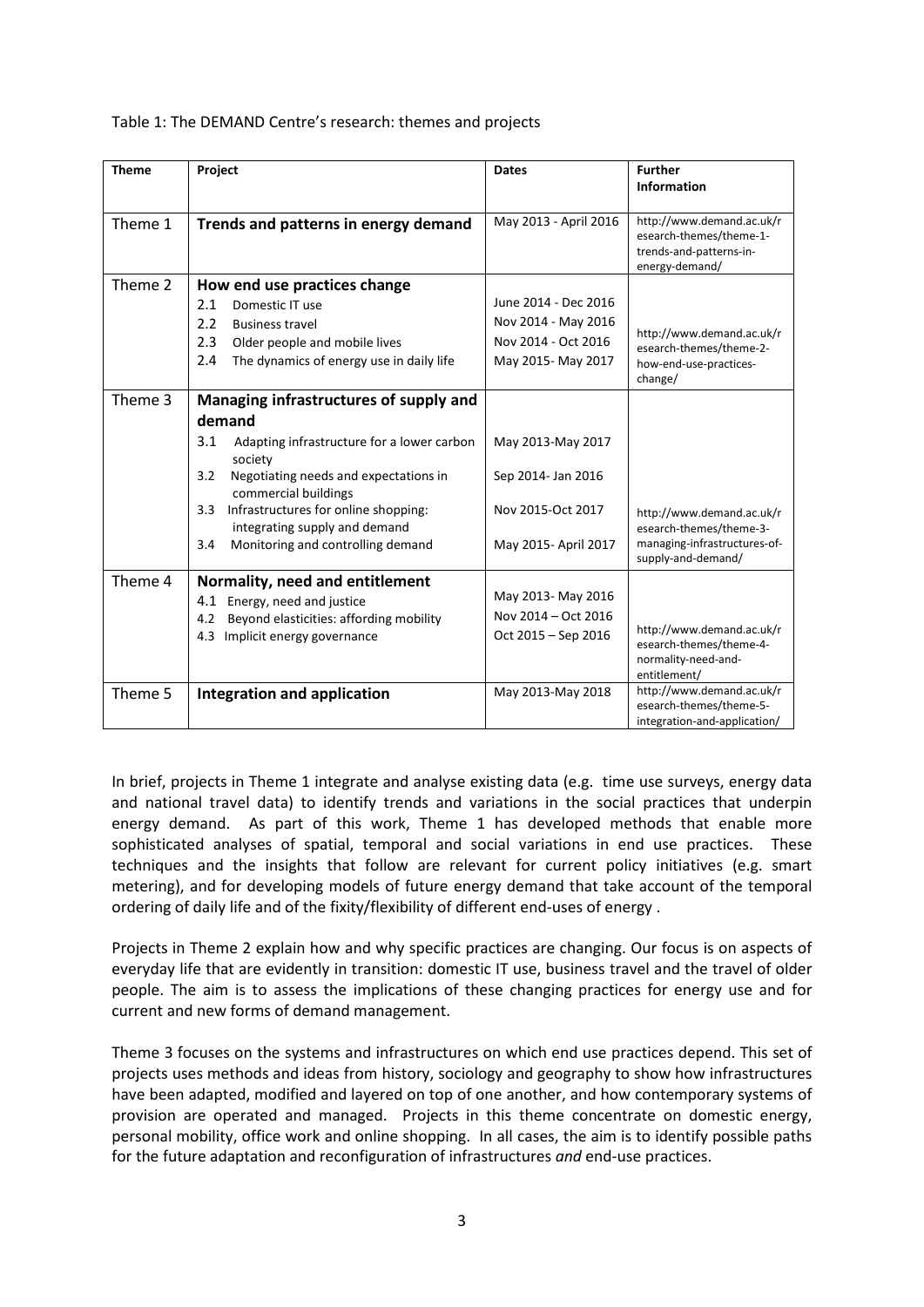Table 1: The DEMAND Centre's research: themes and projects

| Theme | Project | Dates | Further Information |
|---|---|---|---|
| Theme 1 | **Trends and patterns in energy demand** | May 2013 - April 2016 | http://www.demand.ac.uk/research-themes/theme-1-trends-and-patterns-in-energy-demand/ |
| Theme 2 | **How end use practices change**<br>2.1 Domestic IT use<br>2.2 Business travel<br>2.3 Older people and mobile lives<br>2.4 The dynamics of energy use in daily life | <br>June 2014 - Dec 2016<br>Nov 2014 - May 2016<br>Nov 2014 - Oct 2016<br>May 2015- May 2017 | http://www.demand.ac.uk/research-themes/theme-2-how-end-use-practices-change/ |
| Theme 3 | **Managing infrastructures of supply and demand**<br>3.1 Adapting infrastructure for a lower carbon society<br>3.2 Negotiating needs and expectations in commercial buildings<br>3.3 Infrastructures for online shopping: integrating supply and demand<br>3.4 Monitoring and controlling demand | <br>May 2013-May 2017<br>Sep 2014- Jan 2016<br>Nov 2015-Oct 2017<br>May 2015- April 2017 | http://www.demand.ac.uk/research-themes/theme-3-managing-infrastructures-of-supply-and-demand/ |
| Theme 4 | **Normality, need and entitlement**<br>4.1 Energy, need and justice<br>4.2 Beyond elasticities: affording mobility<br>4.3 Implicit energy governance | <br>May 2013- May 2016<br>Nov 2014 – Oct 2016<br>Oct 2015 – Sep 2016 | http://www.demand.ac.uk/research-themes/theme-4-normality-need-and-entitlement/ |
| Theme 5 | **Integration and application** | May 2013-May 2018 | http://www.demand.ac.uk/research-themes/theme-5-integration-and-application/ |

In brief, projects in Theme 1 integrate and analyse existing data (e.g. time use surveys, energy data and national travel data) to identify trends and variations in the social practices that underpin energy demand. As part of this work, Theme 1 has developed methods that enable more sophisticated analyses of spatial, temporal and social variations in end use practices. These techniques and the insights that follow are relevant for current policy initiatives (e.g. smart metering), and for developing models of future energy demand that take account of the temporal ordering of daily life and of the fixity/flexibility of different end-uses of energy .

Projects in Theme 2 explain how and why specific practices are changing. Our focus is on aspects of everyday life that are evidently in transition: domestic IT use, business travel and the travel of older people. The aim is to assess the implications of these changing practices for energy use and for current and new forms of demand management.

Theme 3 focuses on the systems and infrastructures on which end use practices depend. This set of projects uses methods and ideas from history, sociology and geography to show how infrastructures have been adapted, modified and layered on top of one another, and how contemporary systems of provision are operated and managed. Projects in this theme concentrate on domestic energy, personal mobility, office work and online shopping. In all cases, the aim is to identify possible paths for the future adaptation and reconfiguration of infrastructures *and* end-use practices.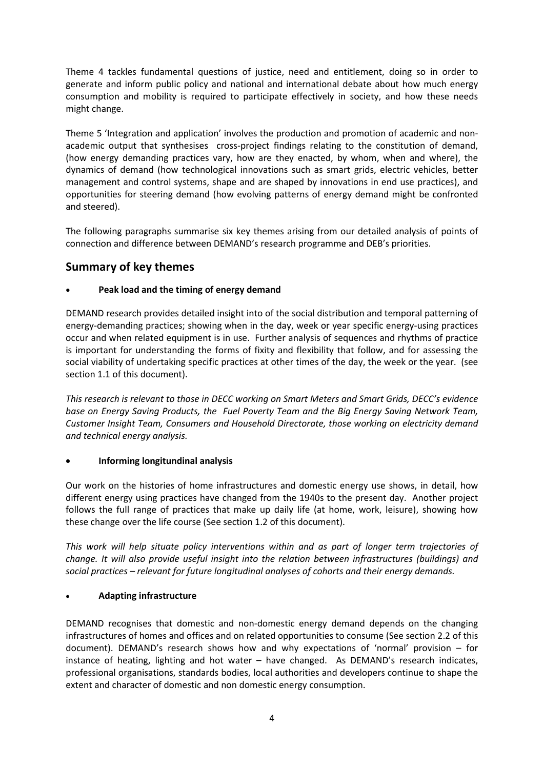Theme 4 tackles fundamental questions of justice, need and entitlement, doing so in order to generate and inform public policy and national and international debate about how much energy consumption and mobility is required to participate effectively in society, and how these needs might change.

Theme 5 'Integration and application' involves the production and promotion of academic and non-academic output that synthesises cross-project findings relating to the constitution of demand, (how energy demanding practices vary, how are they enacted, by whom, when and where), the dynamics of demand (how technological innovations such as smart grids, electric vehicles, better management and control systems, shape and are shaped by innovations in end use practices), and opportunities for steering demand (how evolving patterns of energy demand might be confronted and steered).

The following paragraphs summarise six key themes arising from our detailed analysis of points of connection and difference between DEMAND's research programme and DEB's priorities.

## Summary of key themes

- **Peak load and the timing of energy demand**

DEMAND research provides detailed insight into of the social distribution and temporal patterning of energy-demanding practices; showing when in the day, week or year specific energy-using practices occur and when related equipment is in use. Further analysis of sequences and rhythms of practice is important for understanding the forms of fixity and flexibility that follow, and for assessing the social viability of undertaking specific practices at other times of the day, the week or the year. (see section 1.1 of this document).

*This research is relevant to those in DECC working on Smart Meters and Smart Grids, DECC's evidence base on Energy Saving Products, the Fuel Poverty Team and the Big Energy Saving Network Team, Customer Insight Team, Consumers and Household Directorate, those working on electricity demand and technical energy analysis.*

- **Informing longitudinal analysis**

Our work on the histories of home infrastructures and domestic energy use shows, in detail, how different energy using practices have changed from the 1940s to the present day. Another project follows the full range of practices that make up daily life (at home, work, leisure), showing how these change over the life course (See section 1.2 of this document).

*This work will help situate policy interventions within and as part of longer term trajectories of change. It will also provide useful insight into the relation between infrastructures (buildings) and social practices – relevant for future longitudinal analyses of cohorts and their energy demands.*

- **Adapting infrastructure**

DEMAND recognises that domestic and non-domestic energy demand depends on the changing infrastructures of homes and offices and on related opportunities to consume (See section 2.2 of this document). DEMAND's research shows how and why expectations of 'normal' provision – for instance of heating, lighting and hot water – have changed. As DEMAND's research indicates, professional organisations, standards bodies, local authorities and developers continue to shape the extent and character of domestic and non domestic energy consumption.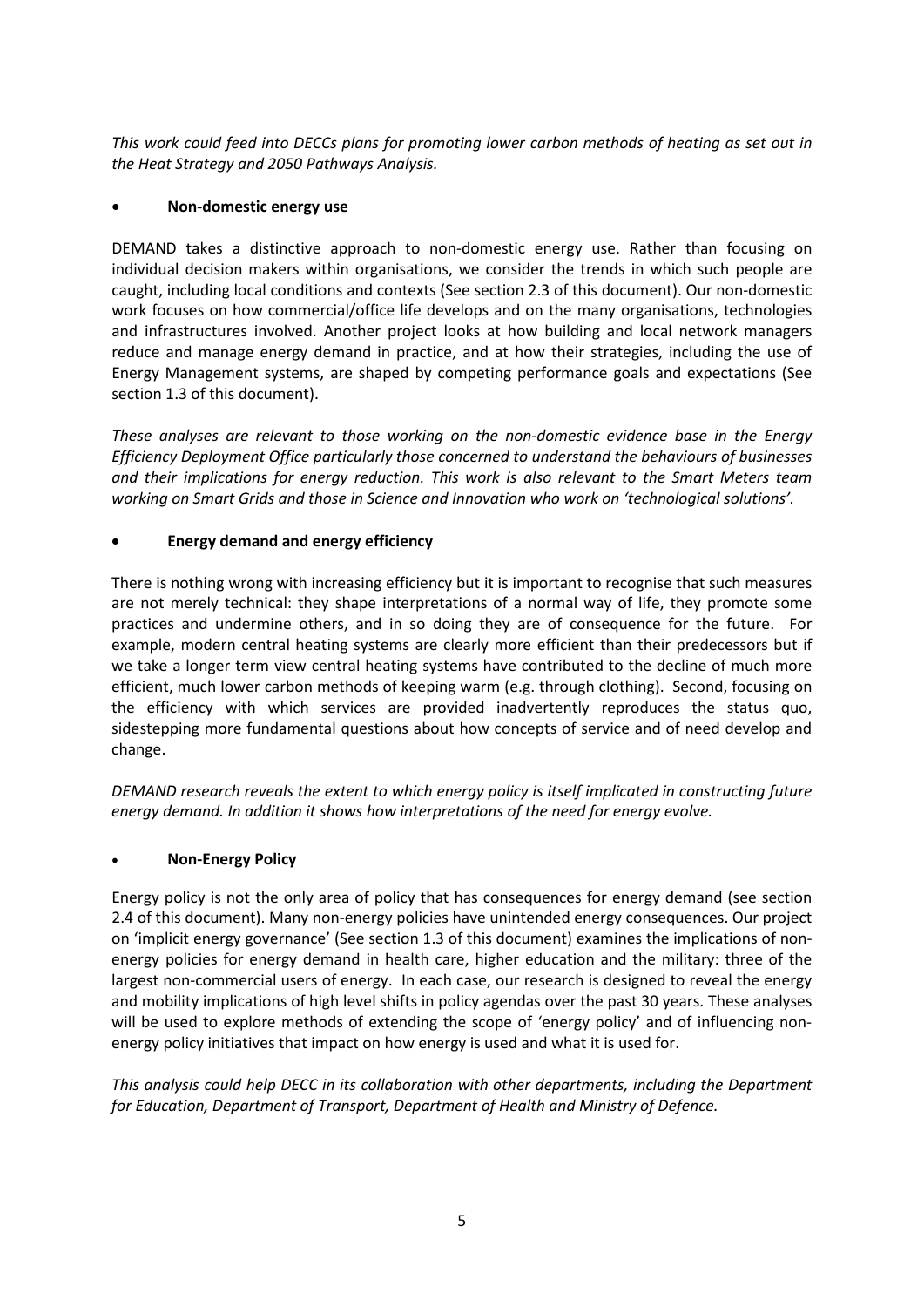*This work could feed into DECCs plans for promoting lower carbon methods of heating as set out in the Heat Strategy and 2050 Pathways Analysis.*

- **Non-domestic energy use**

DEMAND takes a distinctive approach to non-domestic energy use. Rather than focusing on individual decision makers within organisations, we consider the trends in which such people are caught, including local conditions and contexts (See section 2.3 of this document). Our non-domestic work focuses on how commercial/office life develops and on the many organisations, technologies and infrastructures involved. Another project looks at how building and local network managers reduce and manage energy demand in practice, and at how their strategies, including the use of Energy Management systems, are shaped by competing performance goals and expectations (See section 1.3 of this document).

*These analyses are relevant to those working on the non-domestic evidence base in the Energy Efficiency Deployment Office particularly those concerned to understand the behaviours of businesses and their implications for energy reduction. This work is also relevant to the Smart Meters team working on Smart Grids and those in Science and Innovation who work on 'technological solutions'.*

- **Energy demand and energy efficiency**

There is nothing wrong with increasing efficiency but it is important to recognise that such measures are not merely technical: they shape interpretations of a normal way of life, they promote some practices and undermine others, and in so doing they are of consequence for the future. For example, modern central heating systems are clearly more efficient than their predecessors but if we take a longer term view central heating systems have contributed to the decline of much more efficient, much lower carbon methods of keeping warm (e.g. through clothing). Second, focusing on the efficiency with which services are provided inadvertently reproduces the status quo, sidestepping more fundamental questions about how concepts of service and of need develop and change.

*DEMAND research reveals the extent to which energy policy is itself implicated in constructing future energy demand. In addition it shows how interpretations of the need for energy evolve.*

- **Non-Energy Policy**

Energy policy is not the only area of policy that has consequences for energy demand (see section 2.4 of this document). Many non-energy policies have unintended energy consequences. Our project on 'implicit energy governance' (See section 1.3 of this document) examines the implications of non-energy policies for energy demand in health care, higher education and the military: three of the largest non-commercial users of energy. In each case, our research is designed to reveal the energy and mobility implications of high level shifts in policy agendas over the past 30 years. These analyses will be used to explore methods of extending the scope of 'energy policy' and of influencing non-energy policy initiatives that impact on how energy is used and what it is used for.

*This analysis could help DECC in its collaboration with other departments, including the Department for Education, Department of Transport, Department of Health and Ministry of Defence.*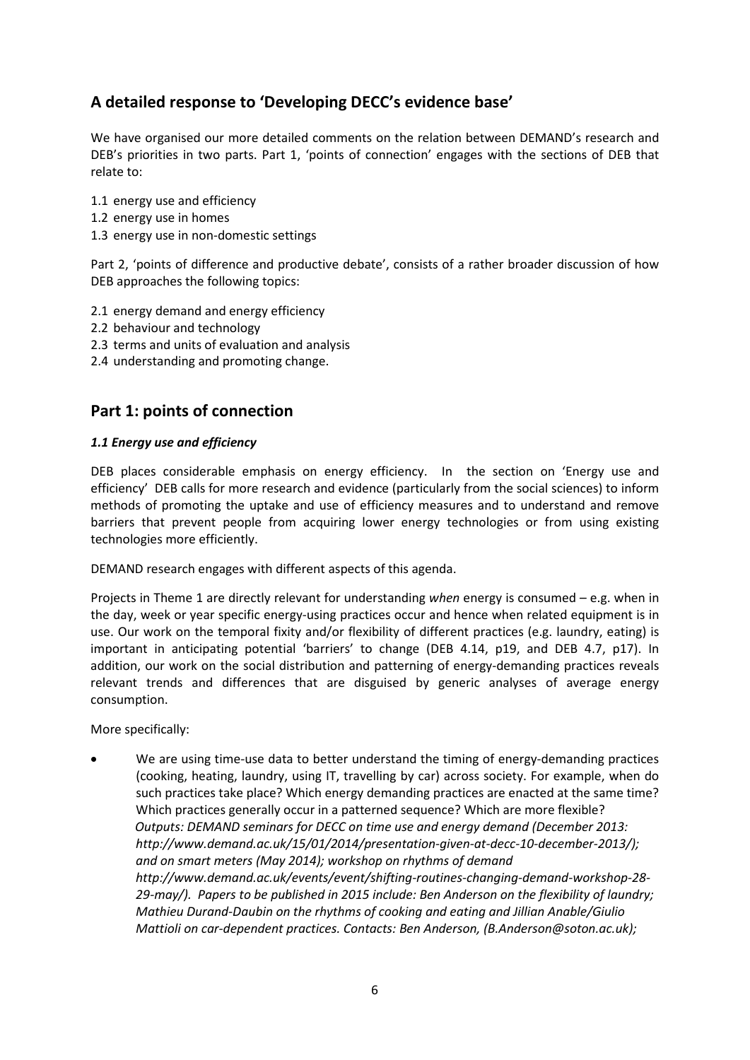## A detailed response to 'Developing DECC's evidence base'

We have organised our more detailed comments on the relation between DEMAND's research and DEB's priorities in two parts. Part 1, 'points of connection' engages with the sections of DEB that relate to:

1.1 energy use and efficiency
1.2 energy use in homes
1.3 energy use in non-domestic settings

Part 2, 'points of difference and productive debate', consists of a rather broader discussion of how DEB approaches the following topics:

2.1 energy demand and energy efficiency
2.2 behaviour and technology
2.3 terms and units of evaluation and analysis
2.4 understanding and promoting change.

## Part 1: points of connection

### *1.1 Energy use and efficiency*

DEB places considerable emphasis on energy efficiency. In the section on 'Energy use and efficiency' DEB calls for more research and evidence (particularly from the social sciences) to inform methods of promoting the uptake and use of efficiency measures and to understand and remove barriers that prevent people from acquiring lower energy technologies or from using existing technologies more efficiently.

DEMAND research engages with different aspects of this agenda.

Projects in Theme 1 are directly relevant for understanding *when* energy is consumed – e.g. when in the day, week or year specific energy-using practices occur and hence when related equipment is in use. Our work on the temporal fixity and/or flexibility of different practices (e.g. laundry, eating) is important in anticipating potential 'barriers' to change (DEB 4.14, p19, and DEB 4.7, p17). In addition, our work on the social distribution and patterning of energy-demanding practices reveals relevant trends and differences that are disguised by generic analyses of average energy consumption.

More specifically:

- We are using time-use data to better understand the timing of energy-demanding practices (cooking, heating, laundry, using IT, travelling by car) across society. For example, when do such practices take place? Which energy demanding practices are enacted at the same time? Which practices generally occur in a patterned sequence? Which are more flexible? *Outputs: DEMAND seminars for DECC on time use and energy demand (December 2013: http://www.demand.ac.uk/15/01/2014/presentation-given-at-decc-10-december-2013/); and on smart meters (May 2014); workshop on rhythms of demand http://www.demand.ac.uk/events/event/shifting-routines-changing-demand-workshop-28-29-may/). Papers to be published in 2015 include: Ben Anderson on the flexibility of laundry; Mathieu Durand-Daubin on the rhythms of cooking and eating and Jillian Anable/Giulio Mattioli on car-dependent practices. Contacts: Ben Anderson, (B.Anderson@soton.ac.uk);*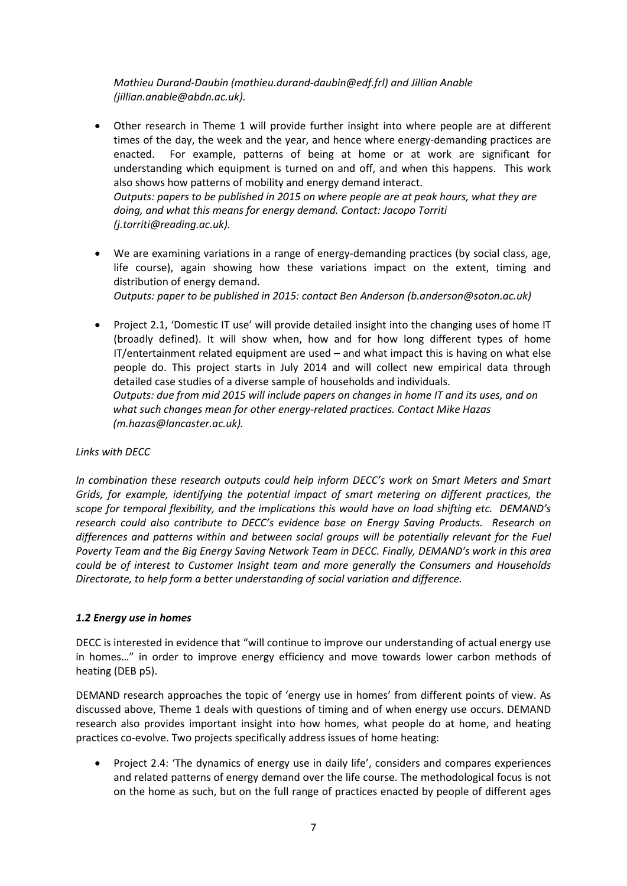*Mathieu Durand-Daubin (mathieu.durand-daubin@edf.frl) and Jillian Anable (jillian.anable@abdn.ac.uk).*

- Other research in Theme 1 will provide further insight into where people are at different times of the day, the week and the year, and hence where energy-demanding practices are enacted. For example, patterns of being at home or at work are significant for understanding which equipment is turned on and off, and when this happens. This work also shows how patterns of mobility and energy demand interact.
  *Outputs: papers to be published in 2015 on where people are at peak hours, what they are doing, and what this means for energy demand. Contact: Jacopo Torriti (j.torriti@reading.ac.uk).*

- We are examining variations in a range of energy-demanding practices (by social class, age, life course), again showing how these variations impact on the extent, timing and distribution of energy demand.
  *Outputs: paper to be published in 2015: contact Ben Anderson (b.anderson@soton.ac.uk)*

- Project 2.1, 'Domestic IT use' will provide detailed insight into the changing uses of home IT (broadly defined). It will show when, how and for how long different types of home IT/entertainment related equipment are used – and what impact this is having on what else people do. This project starts in July 2014 and will collect new empirical data through detailed case studies of a diverse sample of households and individuals.
  *Outputs: due from mid 2015 will include papers on changes in home IT and its uses, and on what such changes mean for other energy-related practices. Contact Mike Hazas (m.hazas@lancaster.ac.uk).*

*Links with DECC*

*In combination these research outputs could help inform DECC's work on Smart Meters and Smart Grids, for example, identifying the potential impact of smart metering on different practices, the scope for temporal flexibility, and the implications this would have on load shifting etc. DEMAND's research could also contribute to DECC's evidence base on Energy Saving Products. Research on differences and patterns within and between social groups will be potentially relevant for the Fuel Poverty Team and the Big Energy Saving Network Team in DECC. Finally, DEMAND's work in this area could be of interest to Customer Insight team and more generally the Consumers and Households Directorate, to help form a better understanding of social variation and difference.*

### *1.2 Energy use in homes*

DECC is interested in evidence that "will continue to improve our understanding of actual energy use in homes…" in order to improve energy efficiency and move towards lower carbon methods of heating (DEB p5).

DEMAND research approaches the topic of 'energy use in homes' from different points of view. As discussed above, Theme 1 deals with questions of timing and of when energy use occurs. DEMAND research also provides important insight into how homes, what people do at home, and heating practices co-evolve. Two projects specifically address issues of home heating:

- Project 2.4: 'The dynamics of energy use in daily life', considers and compares experiences and related patterns of energy demand over the life course. The methodological focus is not on the home as such, but on the full range of practices enacted by people of different ages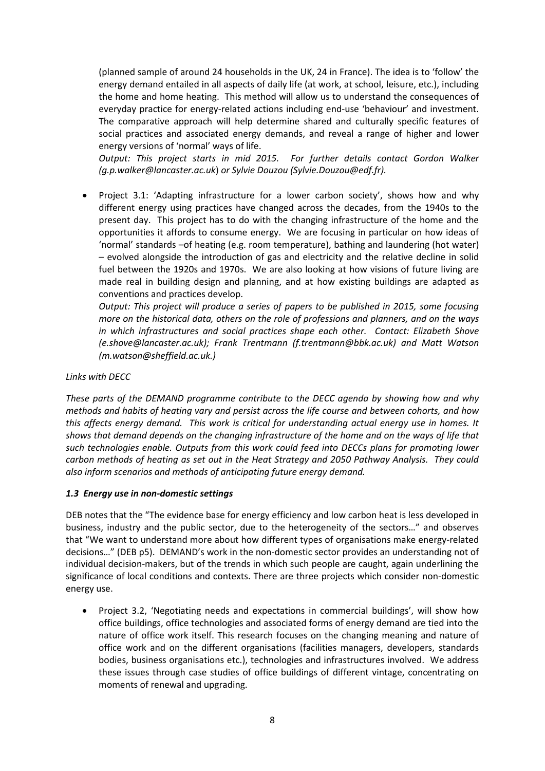(planned sample of around 24 households in the UK, 24 in France). The idea is to 'follow' the energy demand entailed in all aspects of daily life (at work, at school, leisure, etc.), including the home and home heating. This method will allow us to understand the consequences of everyday practice for energy-related actions including end-use 'behaviour' and investment. The comparative approach will help determine shared and culturally specific features of social practices and associated energy demands, and reveal a range of higher and lower energy versions of 'normal' ways of life.

*Output: This project starts in mid 2015. For further details contact Gordon Walker (g.p.walker@lancaster.ac.uk) or Sylvie Douzou (Sylvie.Douzou@edf.fr).*

- Project 3.1: 'Adapting infrastructure for a lower carbon society', shows how and why different energy using practices have changed across the decades, from the 1940s to the present day. This project has to do with the changing infrastructure of the home and the opportunities it affords to consume energy. We are focusing in particular on how ideas of 'normal' standards –of heating (e.g. room temperature), bathing and laundering (hot water) – evolved alongside the introduction of gas and electricity and the relative decline in solid fuel between the 1920s and 1970s. We are also looking at how visions of future living are made real in building design and planning, and at how existing buildings are adapted as conventions and practices develop.

  *Output: This project will produce a series of papers to be published in 2015, some focusing more on the historical data, others on the role of professions and planners, and on the ways in which infrastructures and social practices shape each other. Contact: Elizabeth Shove (e.shove@lancaster.ac.uk); Frank Trentmann (f.trentmann@bbk.ac.uk) and Matt Watson (m.watson@sheffield.ac.uk.)*

*Links with DECC*

*These parts of the DEMAND programme contribute to the DECC agenda by showing how and why methods and habits of heating vary and persist across the life course and between cohorts, and how this affects energy demand. This work is critical for understanding actual energy use in homes. It shows that demand depends on the changing infrastructure of the home and on the ways of life that such technologies enable. Outputs from this work could feed into DECCs plans for promoting lower carbon methods of heating as set out in the Heat Strategy and 2050 Pathway Analysis. They could also inform scenarios and methods of anticipating future energy demand.*

### *1.3 Energy use in non-domestic settings*

DEB notes that the "The evidence base for energy efficiency and low carbon heat is less developed in business, industry and the public sector, due to the heterogeneity of the sectors…" and observes that "We want to understand more about how different types of organisations make energy-related decisions…" (DEB p5). DEMAND's work in the non-domestic sector provides an understanding not of individual decision-makers, but of the trends in which such people are caught, again underlining the significance of local conditions and contexts. There are three projects which consider non-domestic energy use.

- Project 3.2, 'Negotiating needs and expectations in commercial buildings', will show how office buildings, office technologies and associated forms of energy demand are tied into the nature of office work itself. This research focuses on the changing meaning and nature of office work and on the different organisations (facilities managers, developers, standards bodies, business organisations etc.), technologies and infrastructures involved. We address these issues through case studies of office buildings of different vintage, concentrating on moments of renewal and upgrading.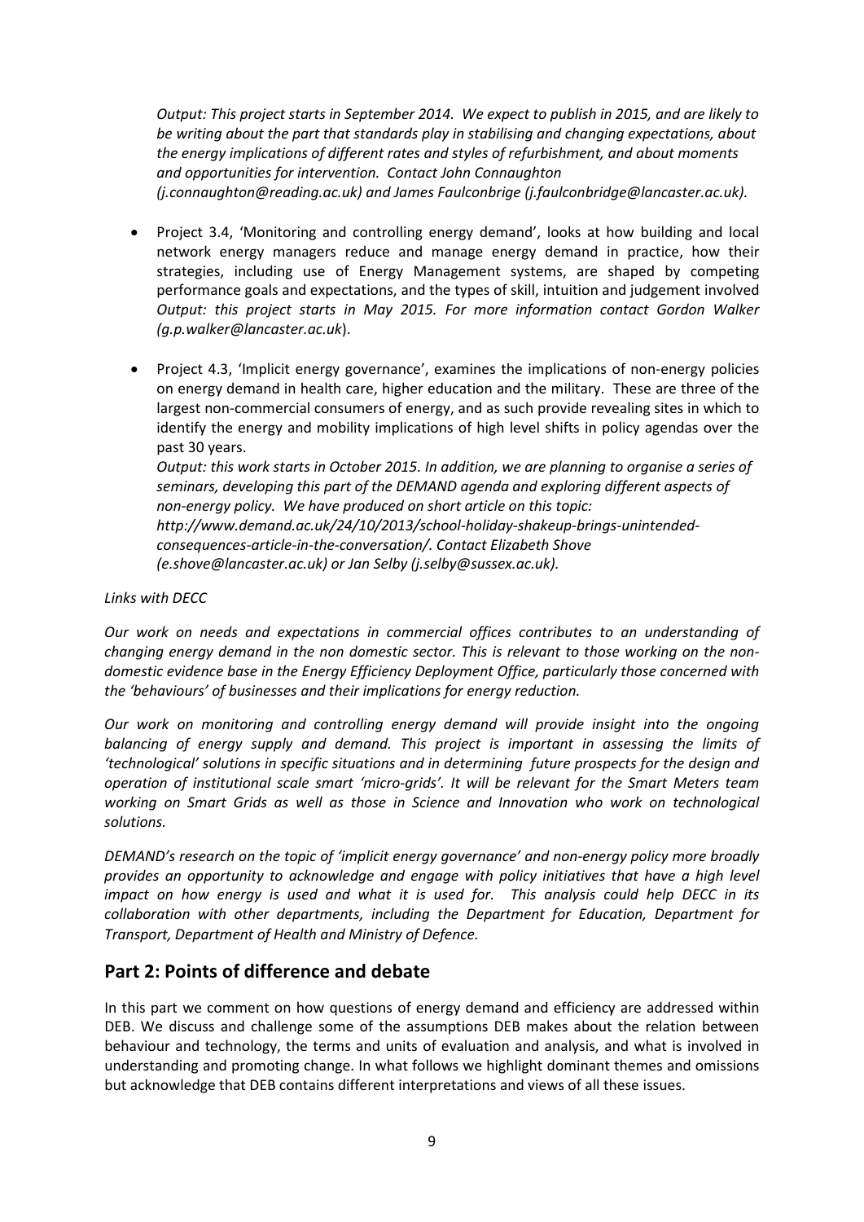*Output: This project starts in September 2014. We expect to publish in 2015, and are likely to be writing about the part that standards play in stabilising and changing expectations, about the energy implications of different rates and styles of refurbishment, and about moments and opportunities for intervention. Contact John Connaughton (j.connaughton@reading.ac.uk) and James Faulconbrige (j.faulconbridge@lancaster.ac.uk).*

- Project 3.4, 'Monitoring and controlling energy demand', looks at how building and local network energy managers reduce and manage energy demand in practice, how their strategies, including use of Energy Management systems, are shaped by competing performance goals and expectations, and the types of skill, intuition and judgement involved *Output: this project starts in May 2015. For more information contact Gordon Walker (g.p.walker@lancaster.ac.uk*).

- Project 4.3, 'Implicit energy governance', examines the implications of non-energy policies on energy demand in health care, higher education and the military. These are three of the largest non-commercial consumers of energy, and as such provide revealing sites in which to identify the energy and mobility implications of high level shifts in policy agendas over the past 30 years.
  *Output: this work starts in October 2015. In addition, we are planning to organise a series of seminars, developing this part of the DEMAND agenda and exploring different aspects of non-energy policy. We have produced on short article on this topic: http://www.demand.ac.uk/24/10/2013/school-holiday-shakeup-brings-unintended-consequences-article-in-the-conversation/. Contact Elizabeth Shove (e.shove@lancaster.ac.uk) or Jan Selby (j.selby@sussex.ac.uk).*

*Links with DECC*

*Our work on needs and expectations in commercial offices contributes to an understanding of changing energy demand in the non domestic sector. This is relevant to those working on the non-domestic evidence base in the Energy Efficiency Deployment Office, particularly those concerned with the 'behaviours' of businesses and their implications for energy reduction.*

*Our work on monitoring and controlling energy demand will provide insight into the ongoing balancing of energy supply and demand. This project is important in assessing the limits of 'technological' solutions in specific situations and in determining future prospects for the design and operation of institutional scale smart 'micro-grids'. It will be relevant for the Smart Meters team working on Smart Grids as well as those in Science and Innovation who work on technological solutions.*

*DEMAND's research on the topic of 'implicit energy governance' and non-energy policy more broadly provides an opportunity to acknowledge and engage with policy initiatives that have a high level impact on how energy is used and what it is used for. This analysis could help DECC in its collaboration with other departments, including the Department for Education, Department for Transport, Department of Health and Ministry of Defence.*

## Part 2: Points of difference and debate

In this part we comment on how questions of energy demand and efficiency are addressed within DEB. We discuss and challenge some of the assumptions DEB makes about the relation between behaviour and technology, the terms and units of evaluation and analysis, and what is involved in understanding and promoting change. In what follows we highlight dominant themes and omissions but acknowledge that DEB contains different interpretations and views of all these issues.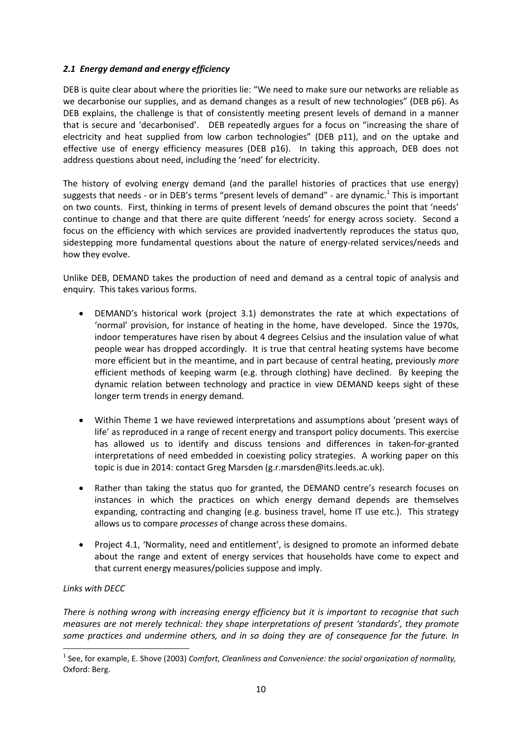### *2.1 Energy demand and energy efficiency*

DEB is quite clear about where the priorities lie: "We need to make sure our networks are reliable as we decarbonise our supplies, and as demand changes as a result of new technologies" (DEB p6). As DEB explains, the challenge is that of consistently meeting present levels of demand in a manner that is secure and 'decarbonised'. DEB repeatedly argues for a focus on "increasing the share of electricity and heat supplied from low carbon technologies" (DEB p11), and on the uptake and effective use of energy efficiency measures (DEB p16). In taking this approach, DEB does not address questions about need, including the 'need' for electricity.

The history of evolving energy demand (and the parallel histories of practices that use energy) suggests that needs - or in DEB's terms "present levels of demand" - are dynamic.[1] This is important on two counts. First, thinking in terms of present levels of demand obscures the point that 'needs' continue to change and that there are quite different 'needs' for energy across society. Second a focus on the efficiency with which services are provided inadvertently reproduces the status quo, sidestepping more fundamental questions about the nature of energy-related services/needs and how they evolve.

Unlike DEB, DEMAND takes the production of need and demand as a central topic of analysis and enquiry. This takes various forms.

- DEMAND's historical work (project 3.1) demonstrates the rate at which expectations of 'normal' provision, for instance of heating in the home, have developed. Since the 1970s, indoor temperatures have risen by about 4 degrees Celsius and the insulation value of what people wear has dropped accordingly. It is true that central heating systems have become more efficient but in the meantime, and in part because of central heating, previously *more* efficient methods of keeping warm (e.g. through clothing) have declined. By keeping the dynamic relation between technology and practice in view DEMAND keeps sight of these longer term trends in energy demand.

- Within Theme 1 we have reviewed interpretations and assumptions about 'present ways of life' as reproduced in a range of recent energy and transport policy documents. This exercise has allowed us to identify and discuss tensions and differences in taken-for-granted interpretations of need embedded in coexisting policy strategies. A working paper on this topic is due in 2014: contact Greg Marsden (g.r.marsden@its.leeds.ac.uk).

- Rather than taking the status quo for granted, the DEMAND centre's research focuses on instances in which the practices on which energy demand depends are themselves expanding, contracting and changing (e.g. business travel, home IT use etc.). This strategy allows us to compare *processes* of change across these domains.

- Project 4.1, 'Normality, need and entitlement', is designed to promote an informed debate about the range and extent of energy services that households have come to expect and that current energy measures/policies suppose and imply.

*Links with DECC*

*There is nothing wrong with increasing energy efficiency but it is important to recognise that such measures are not merely technical: they shape interpretations of present 'standards', they promote some practices and undermine others, and in so doing they are of consequence for the future. In*

---

[1] See, for example, E. Shove (2003) *Comfort, Cleanliness and Convenience: the social organization of normality,* Oxford: Berg.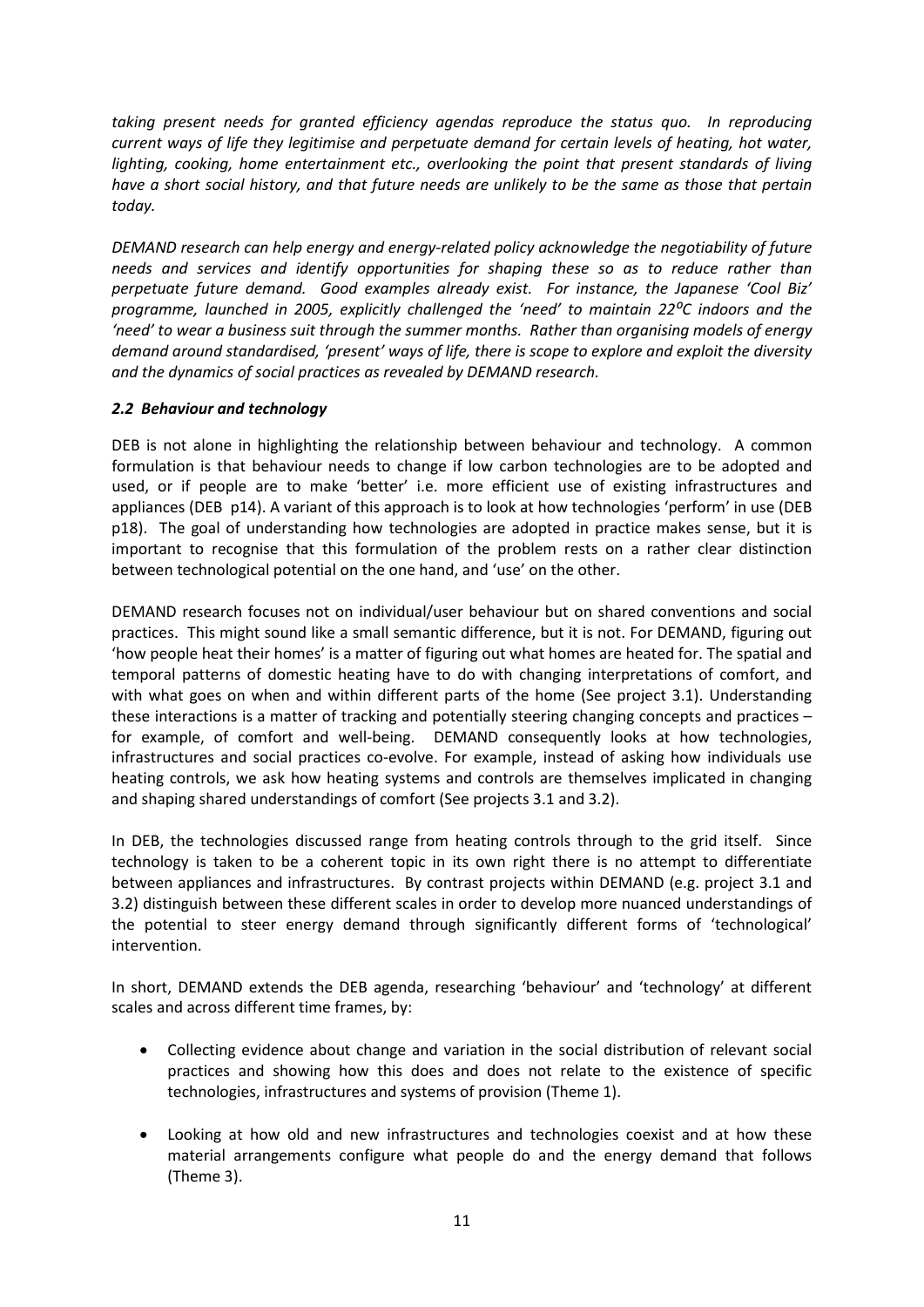*taking present needs for granted efficiency agendas reproduce the status quo. In reproducing current ways of life they legitimise and perpetuate demand for certain levels of heating, hot water, lighting, cooking, home entertainment etc., overlooking the point that present standards of living have a short social history, and that future needs are unlikely to be the same as those that pertain today.*

*DEMAND research can help energy and energy-related policy acknowledge the negotiability of future needs and services and identify opportunities for shaping these so as to reduce rather than perpetuate future demand. Good examples already exist. For instance, the Japanese 'Cool Biz' programme, launched in 2005, explicitly challenged the 'need' to maintain 22$^{o}$C indoors and the 'need' to wear a business suit through the summer months. Rather than organising models of energy demand around standardised, 'present' ways of life, there is scope to explore and exploit the diversity and the dynamics of social practices as revealed by DEMAND research.*

### *2.2 Behaviour and technology*

DEB is not alone in highlighting the relationship between behaviour and technology. A common formulation is that behaviour needs to change if low carbon technologies are to be adopted and used, or if people are to make 'better' i.e. more efficient use of existing infrastructures and appliances (DEB p14). A variant of this approach is to look at how technologies 'perform' in use (DEB p18). The goal of understanding how technologies are adopted in practice makes sense, but it is important to recognise that this formulation of the problem rests on a rather clear distinction between technological potential on the one hand, and 'use' on the other.

DEMAND research focuses not on individual/user behaviour but on shared conventions and social practices. This might sound like a small semantic difference, but it is not. For DEMAND, figuring out 'how people heat their homes' is a matter of figuring out what homes are heated for. The spatial and temporal patterns of domestic heating have to do with changing interpretations of comfort, and with what goes on when and within different parts of the home (See project 3.1). Understanding these interactions is a matter of tracking and potentially steering changing concepts and practices – for example, of comfort and well-being. DEMAND consequently looks at how technologies, infrastructures and social practices co-evolve. For example, instead of asking how individuals use heating controls, we ask how heating systems and controls are themselves implicated in changing and shaping shared understandings of comfort (See projects 3.1 and 3.2).

In DEB, the technologies discussed range from heating controls through to the grid itself. Since technology is taken to be a coherent topic in its own right there is no attempt to differentiate between appliances and infrastructures. By contrast projects within DEMAND (e.g. project 3.1 and 3.2) distinguish between these different scales in order to develop more nuanced understandings of the potential to steer energy demand through significantly different forms of 'technological' intervention.

In short, DEMAND extends the DEB agenda, researching 'behaviour' and 'technology' at different scales and across different time frames, by:

- Collecting evidence about change and variation in the social distribution of relevant social practices and showing how this does and does not relate to the existence of specific technologies, infrastructures and systems of provision (Theme 1).
- Looking at how old and new infrastructures and technologies coexist and at how these material arrangements configure what people do and the energy demand that follows (Theme 3).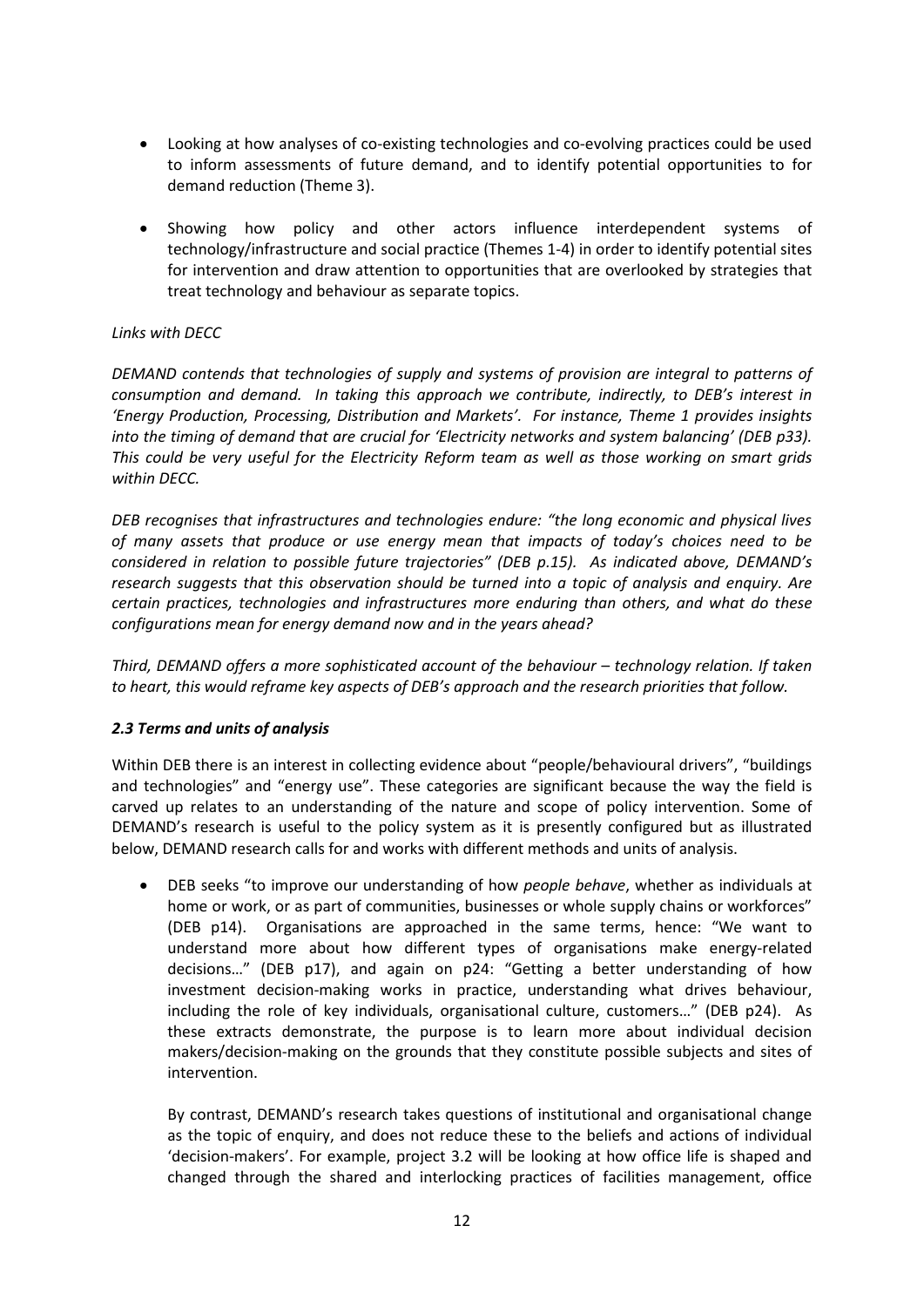- Looking at how analyses of co-existing technologies and co-evolving practices could be used to inform assessments of future demand, and to identify potential opportunities to for demand reduction (Theme 3).

- Showing how policy and other actors influence interdependent systems of technology/infrastructure and social practice (Themes 1-4) in order to identify potential sites for intervention and draw attention to opportunities that are overlooked by strategies that treat technology and behaviour as separate topics.

*Links with DECC*

*DEMAND contends that technologies of supply and systems of provision are integral to patterns of consumption and demand. In taking this approach we contribute, indirectly, to DEB's interest in 'Energy Production, Processing, Distribution and Markets'. For instance, Theme 1 provides insights into the timing of demand that are crucial for 'Electricity networks and system balancing' (DEB p33). This could be very useful for the Electricity Reform team as well as those working on smart grids within DECC.*

*DEB recognises that infrastructures and technologies endure: "the long economic and physical lives of many assets that produce or use energy mean that impacts of today's choices need to be considered in relation to possible future trajectories" (DEB p.15). As indicated above, DEMAND's research suggests that this observation should be turned into a topic of analysis and enquiry. Are certain practices, technologies and infrastructures more enduring than others, and what do these configurations mean for energy demand now and in the years ahead?*

*Third, DEMAND offers a more sophisticated account of the behaviour – technology relation. If taken to heart, this would reframe key aspects of DEB's approach and the research priorities that follow.*

### *2.3 Terms and units of analysis*

Within DEB there is an interest in collecting evidence about "people/behavioural drivers", "buildings and technologies" and "energy use". These categories are significant because the way the field is carved up relates to an understanding of the nature and scope of policy intervention. Some of DEMAND's research is useful to the policy system as it is presently configured but as illustrated below, DEMAND research calls for and works with different methods and units of analysis.

- DEB seeks "to improve our understanding of how *people behave*, whether as individuals at home or work, or as part of communities, businesses or whole supply chains or workforces" (DEB p14). Organisations are approached in the same terms, hence: "We want to understand more about how different types of organisations make energy-related decisions…" (DEB p17), and again on p24: "Getting a better understanding of how investment decision-making works in practice, understanding what drives behaviour, including the role of key individuals, organisational culture, customers…" (DEB p24). As these extracts demonstrate, the purpose is to learn more about individual decision makers/decision-making on the grounds that they constitute possible subjects and sites of intervention.

  By contrast, DEMAND's research takes questions of institutional and organisational change as the topic of enquiry, and does not reduce these to the beliefs and actions of individual 'decision-makers'. For example, project 3.2 will be looking at how office life is shaped and changed through the shared and interlocking practices of facilities management, office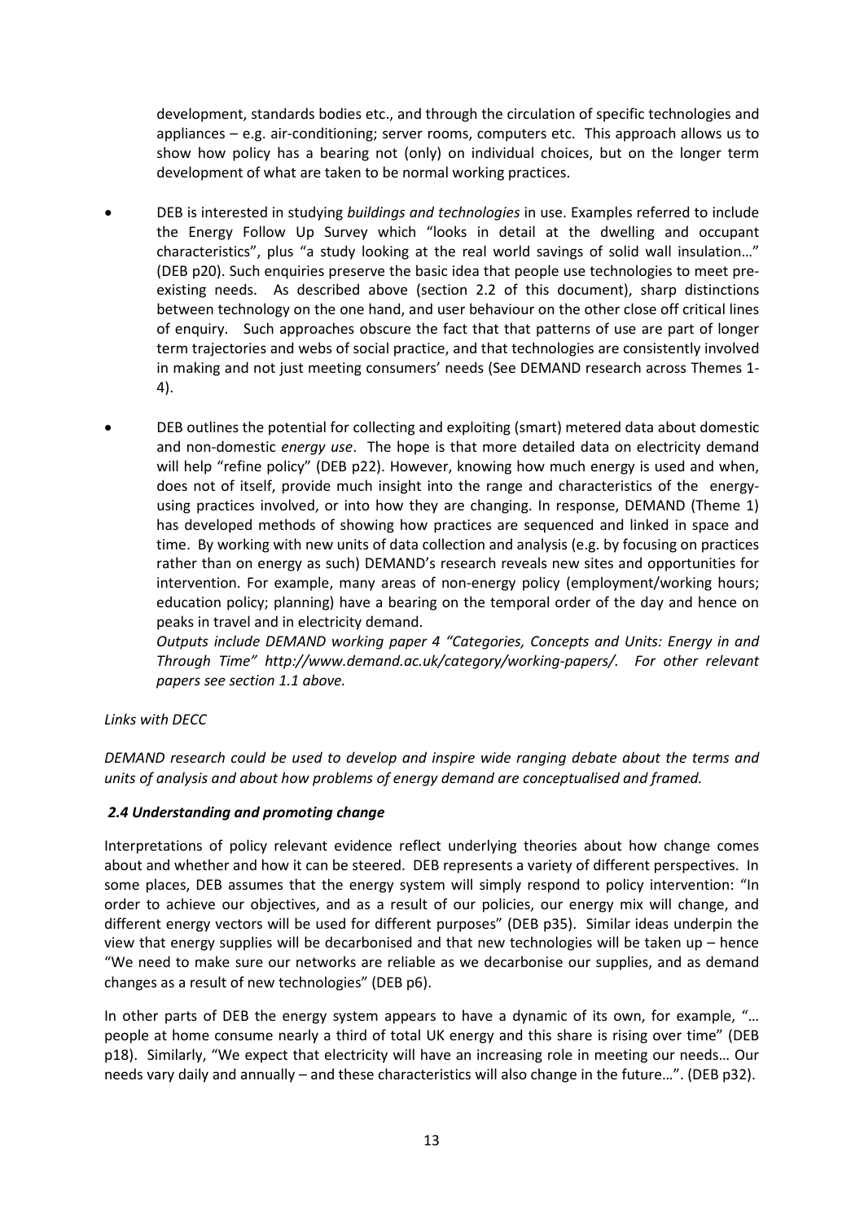development, standards bodies etc., and through the circulation of specific technologies and appliances – e.g. air-conditioning; server rooms, computers etc. This approach allows us to show how policy has a bearing not (only) on individual choices, but on the longer term development of what are taken to be normal working practices.

- DEB is interested in studying *buildings and technologies* in use. Examples referred to include the Energy Follow Up Survey which "looks in detail at the dwelling and occupant characteristics", plus "a study looking at the real world savings of solid wall insulation…" (DEB p20). Such enquiries preserve the basic idea that people use technologies to meet pre-existing needs. As described above (section 2.2 of this document), sharp distinctions between technology on the one hand, and user behaviour on the other close off critical lines of enquiry. Such approaches obscure the fact that that patterns of use are part of longer term trajectories and webs of social practice, and that technologies are consistently involved in making and not just meeting consumers' needs (See DEMAND research across Themes 1-4).

- DEB outlines the potential for collecting and exploiting (smart) metered data about domestic and non-domestic *energy use*. The hope is that more detailed data on electricity demand will help "refine policy" (DEB p22). However, knowing how much energy is used and when, does not of itself, provide much insight into the range and characteristics of the energy-using practices involved, or into how they are changing. In response, DEMAND (Theme 1) has developed methods of showing how practices are sequenced and linked in space and time. By working with new units of data collection and analysis (e.g. by focusing on practices rather than on energy as such) DEMAND's research reveals new sites and opportunities for intervention. For example, many areas of non-energy policy (employment/working hours; education policy; planning) have a bearing on the temporal order of the day and hence on peaks in travel and in electricity demand.

  *Outputs include DEMAND working paper 4 "Categories, Concepts and Units: Energy in and Through Time" http://www.demand.ac.uk/category/working-papers/. For other relevant papers see section 1.1 above.*

*Links with DECC*

*DEMAND research could be used to develop and inspire wide ranging debate about the terms and units of analysis and about how problems of energy demand are conceptualised and framed.*

### *2.4 Understanding and promoting change*

Interpretations of policy relevant evidence reflect underlying theories about how change comes about and whether and how it can be steered. DEB represents a variety of different perspectives. In some places, DEB assumes that the energy system will simply respond to policy intervention: "In order to achieve our objectives, and as a result of our policies, our energy mix will change, and different energy vectors will be used for different purposes" (DEB p35). Similar ideas underpin the view that energy supplies will be decarbonised and that new technologies will be taken up – hence "We need to make sure our networks are reliable as we decarbonise our supplies, and as demand changes as a result of new technologies" (DEB p6).

In other parts of DEB the energy system appears to have a dynamic of its own, for example, "… people at home consume nearly a third of total UK energy and this share is rising over time" (DEB p18). Similarly, "We expect that electricity will have an increasing role in meeting our needs… Our needs vary daily and annually – and these characteristics will also change in the future…". (DEB p32).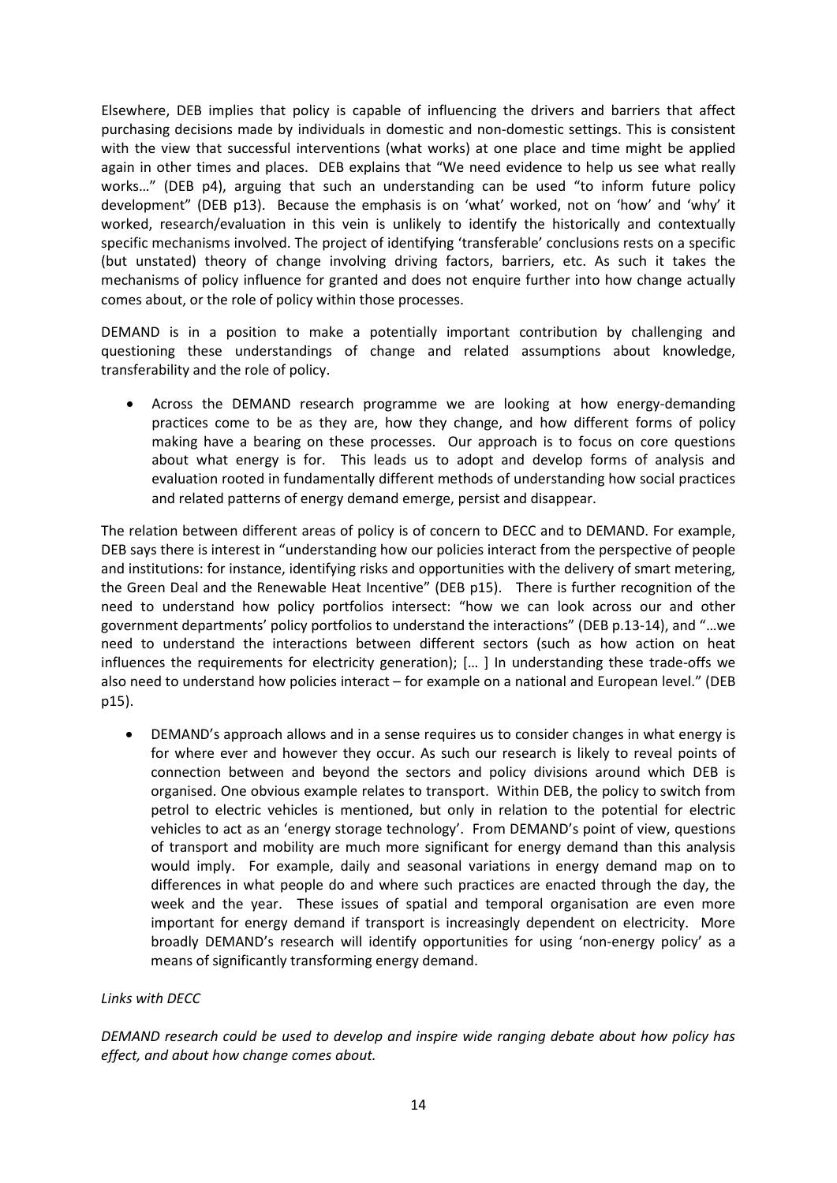Elsewhere, DEB implies that policy is capable of influencing the drivers and barriers that affect purchasing decisions made by individuals in domestic and non-domestic settings. This is consistent with the view that successful interventions (what works) at one place and time might be applied again in other times and places. DEB explains that "We need evidence to help us see what really works…" (DEB p4), arguing that such an understanding can be used "to inform future policy development" (DEB p13). Because the emphasis is on 'what' worked, not on 'how' and 'why' it worked, research/evaluation in this vein is unlikely to identify the historically and contextually specific mechanisms involved. The project of identifying 'transferable' conclusions rests on a specific (but unstated) theory of change involving driving factors, barriers, etc. As such it takes the mechanisms of policy influence for granted and does not enquire further into how change actually comes about, or the role of policy within those processes.

DEMAND is in a position to make a potentially important contribution by challenging and questioning these understandings of change and related assumptions about knowledge, transferability and the role of policy.

- Across the DEMAND research programme we are looking at how energy-demanding practices come to be as they are, how they change, and how different forms of policy making have a bearing on these processes. Our approach is to focus on core questions about what energy is for. This leads us to adopt and develop forms of analysis and evaluation rooted in fundamentally different methods of understanding how social practices and related patterns of energy demand emerge, persist and disappear.

The relation between different areas of policy is of concern to DECC and to DEMAND. For example, DEB says there is interest in "understanding how our policies interact from the perspective of people and institutions: for instance, identifying risks and opportunities with the delivery of smart metering, the Green Deal and the Renewable Heat Incentive" (DEB p15). There is further recognition of the need to understand how policy portfolios intersect: "how we can look across our and other government departments' policy portfolios to understand the interactions" (DEB p.13-14), and "…we need to understand the interactions between different sectors (such as how action on heat influences the requirements for electricity generation); [… ] In understanding these trade-offs we also need to understand how policies interact – for example on a national and European level." (DEB p15).

- DEMAND's approach allows and in a sense requires us to consider changes in what energy is for where ever and however they occur. As such our research is likely to reveal points of connection between and beyond the sectors and policy divisions around which DEB is organised. One obvious example relates to transport. Within DEB, the policy to switch from petrol to electric vehicles is mentioned, but only in relation to the potential for electric vehicles to act as an 'energy storage technology'. From DEMAND's point of view, questions of transport and mobility are much more significant for energy demand than this analysis would imply. For example, daily and seasonal variations in energy demand map on to differences in what people do and where such practices are enacted through the day, the week and the year. These issues of spatial and temporal organisation are even more important for energy demand if transport is increasingly dependent on electricity. More broadly DEMAND's research will identify opportunities for using 'non-energy policy' as a means of significantly transforming energy demand.

*Links with DECC*

*DEMAND research could be used to develop and inspire wide ranging debate about how policy has effect, and about how change comes about.*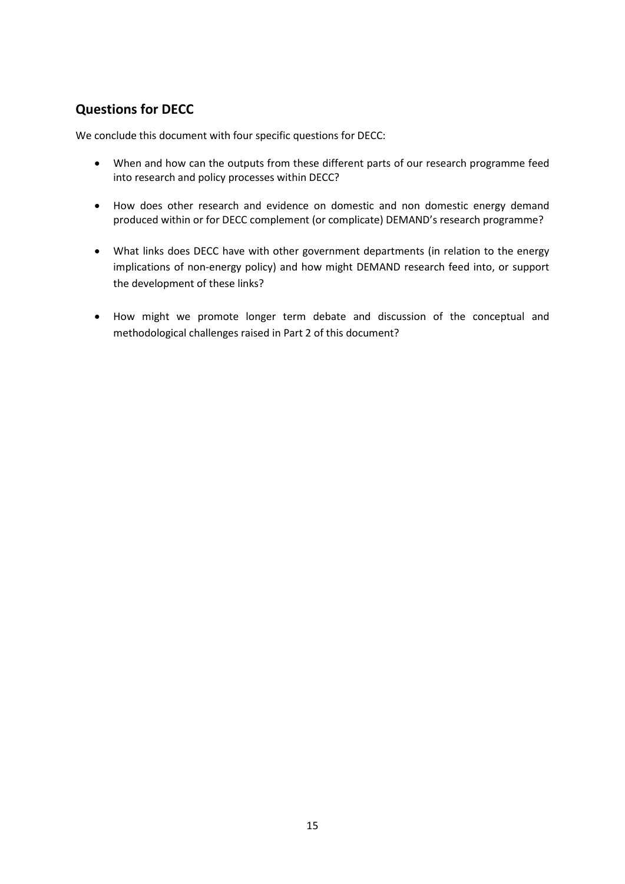## Questions for DECC

We conclude this document with four specific questions for DECC:

- When and how can the outputs from these different parts of our research programme feed into research and policy processes within DECC?
- How does other research and evidence on domestic and non domestic energy demand produced within or for DECC complement (or complicate) DEMAND's research programme?
- What links does DECC have with other government departments (in relation to the energy implications of non-energy policy) and how might DEMAND research feed into, or support the development of these links?
- How might we promote longer term debate and discussion of the conceptual and methodological challenges raised in Part 2 of this document?